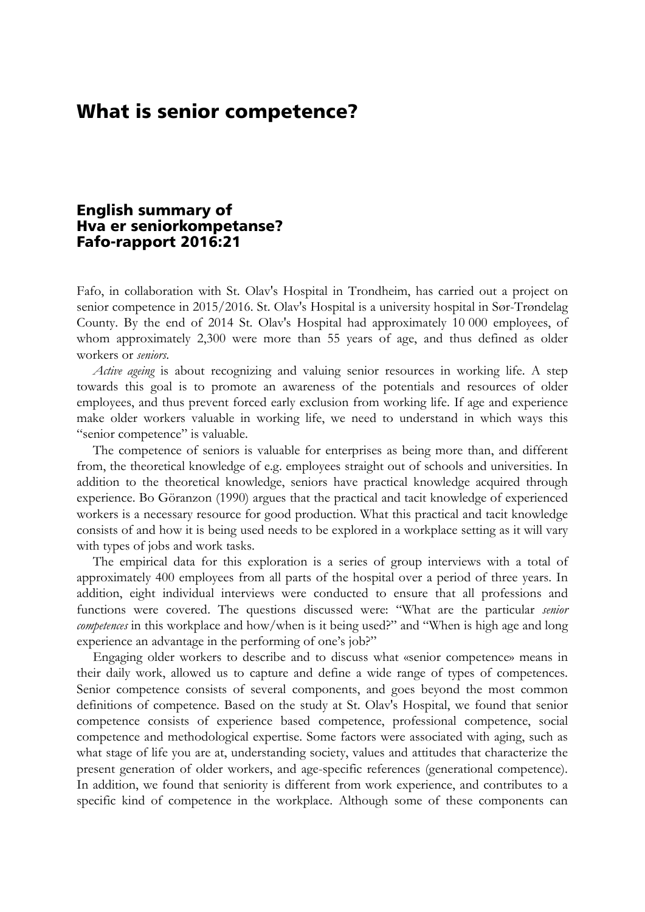# What is senior competence?

## English summary of Hva er seniorkompetanse? Fafo-rapport 2016:21

Fafo, in collaboration with St. Olav's Hospital in Trondheim, has carried out a project on senior competence in 2015/2016. St. Olav's Hospital is a university hospital in Sør-Trøndelag County. By the end of 2014 St. Olav's Hospital had approximately 10 000 employees, of whom approximately 2,300 were more than 55 years of age, and thus defined as older workers or *seniors*.

*Active ageing* is about recognizing and valuing senior resources in working life. A step towards this goal is to promote an awareness of the potentials and resources of older employees, and thus prevent forced early exclusion from working life. If age and experience make older workers valuable in working life, we need to understand in which ways this "senior competence" is valuable.

The competence of seniors is valuable for enterprises as being more than, and different from, the theoretical knowledge of e.g. employees straight out of schools and universities. In addition to the theoretical knowledge, seniors have practical knowledge acquired through experience. Bo Göranzon (1990) argues that the practical and tacit knowledge of experienced workers is a necessary resource for good production. What this practical and tacit knowledge consists of and how it is being used needs to be explored in a workplace setting as it will vary with types of jobs and work tasks.

The empirical data for this exploration is a series of group interviews with a total of approximately 400 employees from all parts of the hospital over a period of three years. In addition, eight individual interviews were conducted to ensure that all professions and functions were covered. The questions discussed were: "What are the particular *senior competences* in this workplace and how/when is it being used?" and "When is high age and long experience an advantage in the performing of one's job?"

Engaging older workers to describe and to discuss what «senior competence» means in their daily work, allowed us to capture and define a wide range of types of competences. Senior competence consists of several components, and goes beyond the most common definitions of competence. Based on the study at St. Olav's Hospital, we found that senior competence consists of experience based competence, professional competence, social competence and methodological expertise. Some factors were associated with aging, such as what stage of life you are at, understanding society, values and attitudes that characterize the present generation of older workers, and age-specific references (generational competence). In addition, we found that seniority is different from work experience, and contributes to a specific kind of competence in the workplace. Although some of these components can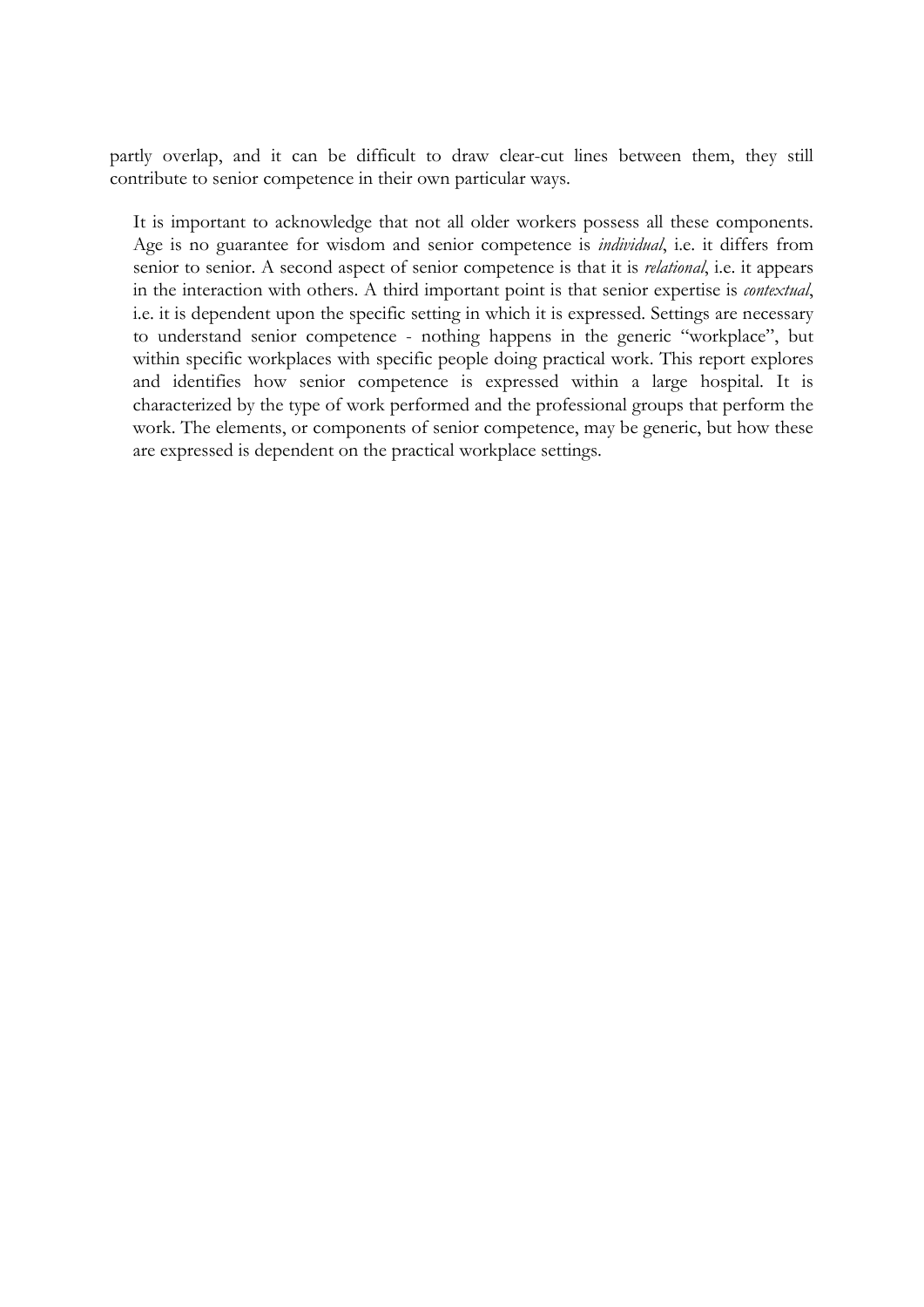partly overlap, and it can be difficult to draw clear-cut lines between them, they still contribute to senior competence in their own particular ways.

It is important to acknowledge that not all older workers possess all these components. Age is no guarantee for wisdom and senior competence is *individual*, i.e. it differs from senior to senior. A second aspect of senior competence is that it is *relational*, i.e. it appears in the interaction with others. A third important point is that senior expertise is *contextual*, i.e. it is dependent upon the specific setting in which it is expressed. Settings are necessary to understand senior competence - nothing happens in the generic "workplace", but within specific workplaces with specific people doing practical work. This report explores and identifies how senior competence is expressed within a large hospital. It is characterized by the type of work performed and the professional groups that perform the work. The elements, or components of senior competence, may be generic, but how these are expressed is dependent on the practical workplace settings.